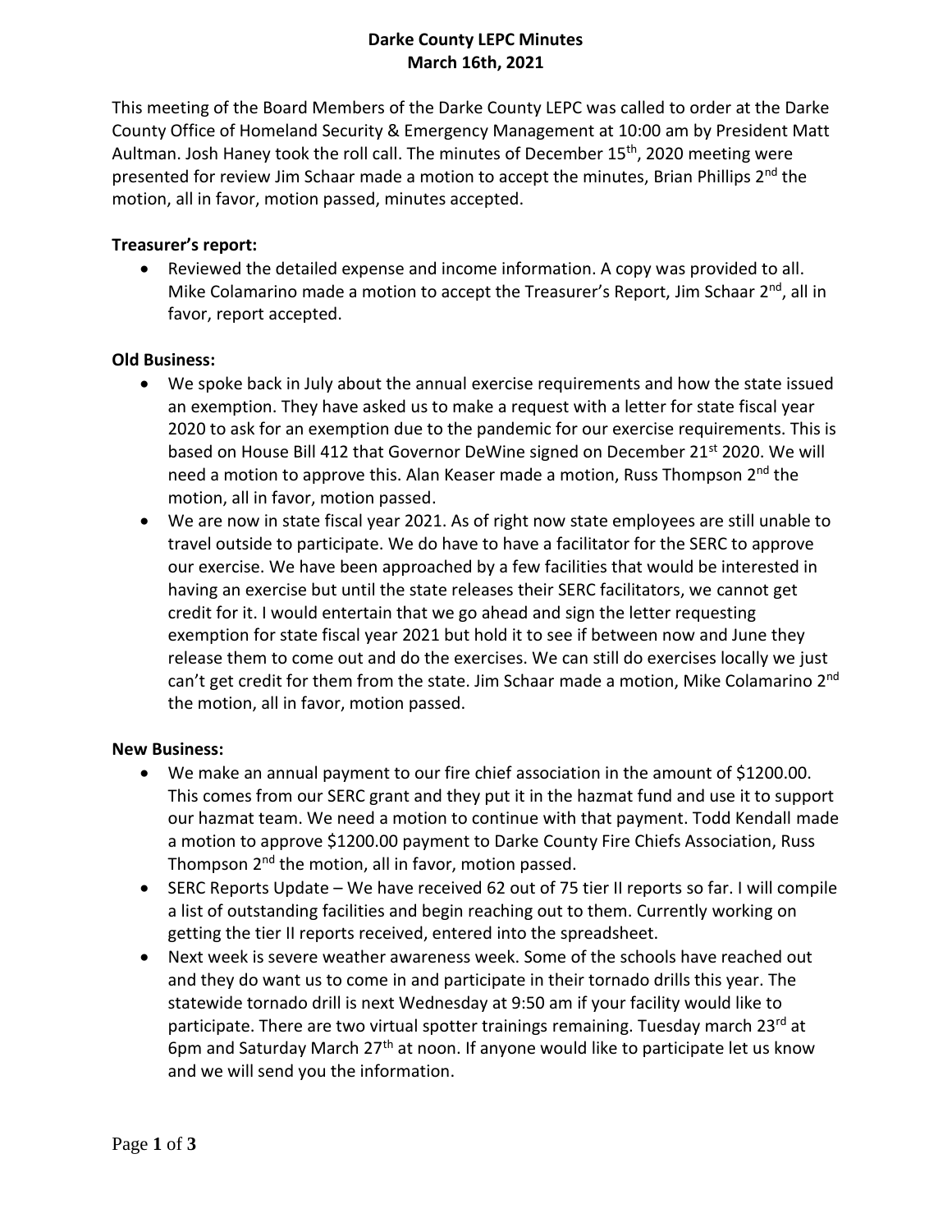**Darke County LEPC Minutes**
**March 16th, 2021**

This meeting of the Board Members of the Darke County LEPC was called to order at the Darke County Office of Homeland Security & Emergency Management at 10:00 am by President Matt Aultman. Josh Haney took the roll call. The minutes of December 15th, 2020 meeting were presented for review Jim Schaar made a motion to accept the minutes, Brian Phillips 2nd the motion, all in favor, motion passed, minutes accepted.

**Treasurer's report:**

- Reviewed the detailed expense and income information. A copy was provided to all. Mike Colamarino made a motion to accept the Treasurer's Report, Jim Schaar 2nd, all in favor, report accepted.

**Old Business:**

- We spoke back in July about the annual exercise requirements and how the state issued an exemption. They have asked us to make a request with a letter for state fiscal year 2020 to ask for an exemption due to the pandemic for our exercise requirements. This is based on House Bill 412 that Governor DeWine signed on December 21st 2020. We will need a motion to approve this. Alan Keaser made a motion, Russ Thompson 2nd the motion, all in favor, motion passed.
- We are now in state fiscal year 2021. As of right now state employees are still unable to travel outside to participate. We do have to have a facilitator for the SERC to approve our exercise. We have been approached by a few facilities that would be interested in having an exercise but until the state releases their SERC facilitators, we cannot get credit for it. I would entertain that we go ahead and sign the letter requesting exemption for state fiscal year 2021 but hold it to see if between now and June they release them to come out and do the exercises. We can still do exercises locally we just can't get credit for them from the state. Jim Schaar made a motion, Mike Colamarino 2nd the motion, all in favor, motion passed.

**New Business:**

- We make an annual payment to our fire chief association in the amount of $1200.00. This comes from our SERC grant and they put it in the hazmat fund and use it to support our hazmat team. We need a motion to continue with that payment. Todd Kendall made a motion to approve $1200.00 payment to Darke County Fire Chiefs Association, Russ Thompson 2nd the motion, all in favor, motion passed.
- SERC Reports Update – We have received 62 out of 75 tier II reports so far. I will compile a list of outstanding facilities and begin reaching out to them. Currently working on getting the tier II reports received, entered into the spreadsheet.
- Next week is severe weather awareness week. Some of the schools have reached out and they do want us to come in and participate in their tornado drills this year. The statewide tornado drill is next Wednesday at 9:50 am if your facility would like to participate. There are two virtual spotter trainings remaining. Tuesday march 23rd at 6pm and Saturday March 27th at noon. If anyone would like to participate let us know and we will send you the information.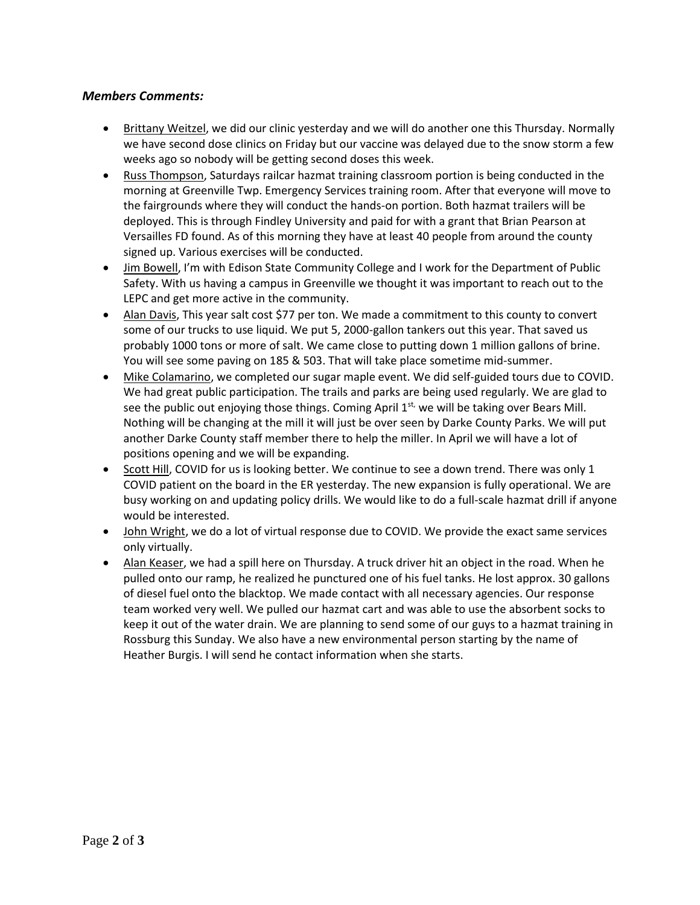***Members Comments:***

- Brittany Weitzel, we did our clinic yesterday and we will do another one this Thursday. Normally we have second dose clinics on Friday but our vaccine was delayed due to the snow storm a few weeks ago so nobody will be getting second doses this week.
- Russ Thompson, Saturdays railcar hazmat training classroom portion is being conducted in the morning at Greenville Twp. Emergency Services training room. After that everyone will move to the fairgrounds where they will conduct the hands-on portion. Both hazmat trailers will be deployed. This is through Findley University and paid for with a grant that Brian Pearson at Versailles FD found. As of this morning they have at least 40 people from around the county signed up. Various exercises will be conducted.
- Jim Bowell, I'm with Edison State Community College and I work for the Department of Public Safety. With us having a campus in Greenville we thought it was important to reach out to the LEPC and get more active in the community.
- Alan Davis, This year salt cost $77 per ton. We made a commitment to this county to convert some of our trucks to use liquid. We put 5, 2000-gallon tankers out this year. That saved us probably 1000 tons or more of salt. We came close to putting down 1 million gallons of brine. You will see some paving on 185 & 503. That will take place sometime mid-summer.
- Mike Colamarino, we completed our sugar maple event. We did self-guided tours due to COVID. We had great public participation. The trails and parks are being used regularly. We are glad to see the public out enjoying those things. Coming April 1st, we will be taking over Bears Mill. Nothing will be changing at the mill it will just be over seen by Darke County Parks. We will put another Darke County staff member there to help the miller. In April we will have a lot of positions opening and we will be expanding.
- Scott Hill, COVID for us is looking better. We continue to see a down trend. There was only 1 COVID patient on the board in the ER yesterday. The new expansion is fully operational. We are busy working on and updating policy drills. We would like to do a full-scale hazmat drill if anyone would be interested.
- John Wright, we do a lot of virtual response due to COVID. We provide the exact same services only virtually.
- Alan Keaser, we had a spill here on Thursday. A truck driver hit an object in the road. When he pulled onto our ramp, he realized he punctured one of his fuel tanks. He lost approx. 30 gallons of diesel fuel onto the blacktop. We made contact with all necessary agencies. Our response team worked very well. We pulled our hazmat cart and was able to use the absorbent socks to keep it out of the water drain. We are planning to send some of our guys to a hazmat training in Rossburg this Sunday. We also have a new environmental person starting by the name of Heather Burgis. I will send he contact information when she starts.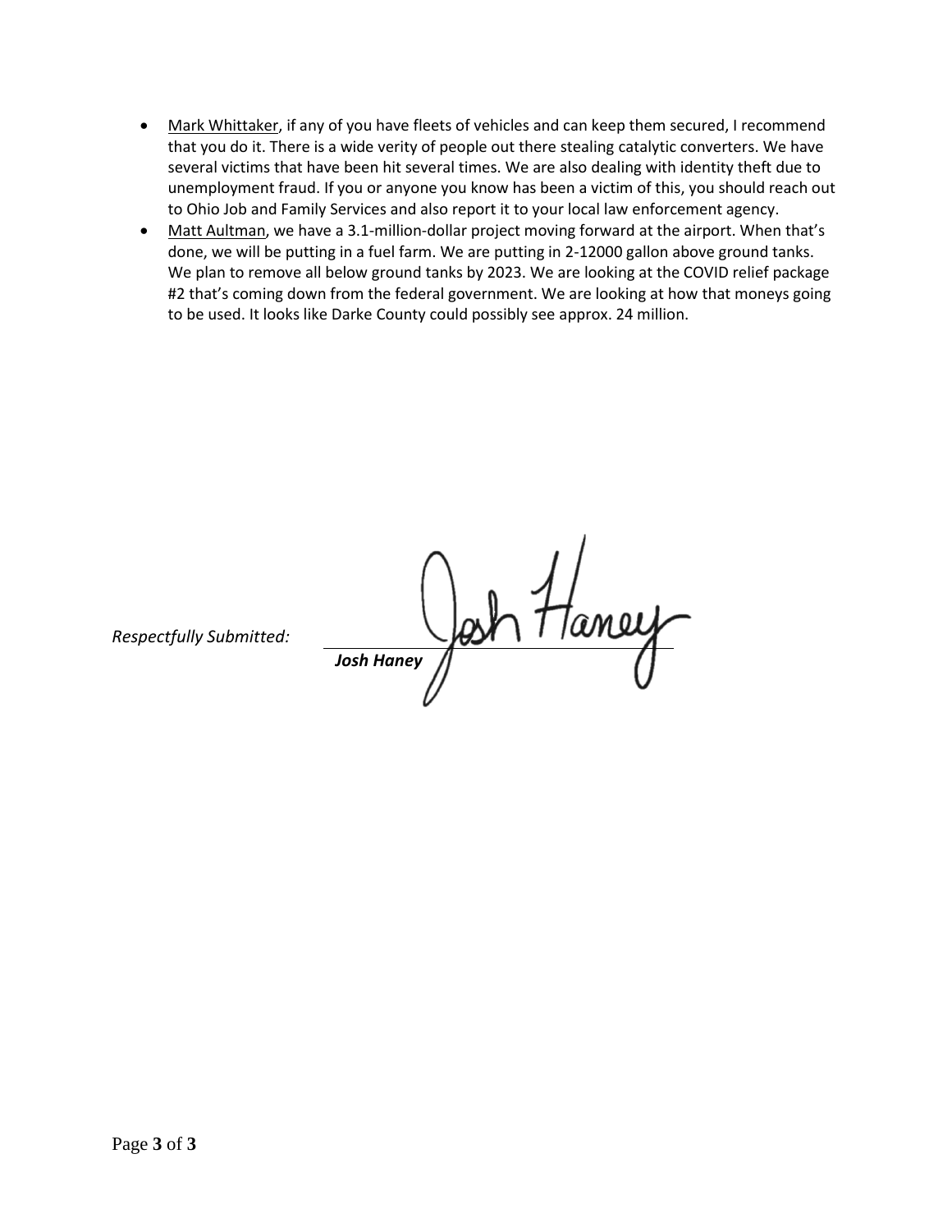- Mark Whittaker, if any of you have fleets of vehicles and can keep them secured, I recommend that you do it. There is a wide verity of people out there stealing catalytic converters. We have several victims that have been hit several times. We are also dealing with identity theft due to unemployment fraud. If you or anyone you know has been a victim of this, you should reach out to Ohio Job and Family Services and also report it to your local law enforcement agency.
- Matt Aultman, we have a 3.1-million-dollar project moving forward at the airport. When that's done, we will be putting in a fuel farm. We are putting in 2-12000 gallon above ground tanks. We plan to remove all below ground tanks by 2023. We are looking at the COVID relief package #2 that's coming down from the federal government. We are looking at how that moneys going to be used. It looks like Darke County could possibly see approx. 24 million.

*Respectfully Submitted:* Josh Haney

***Josh Haney***